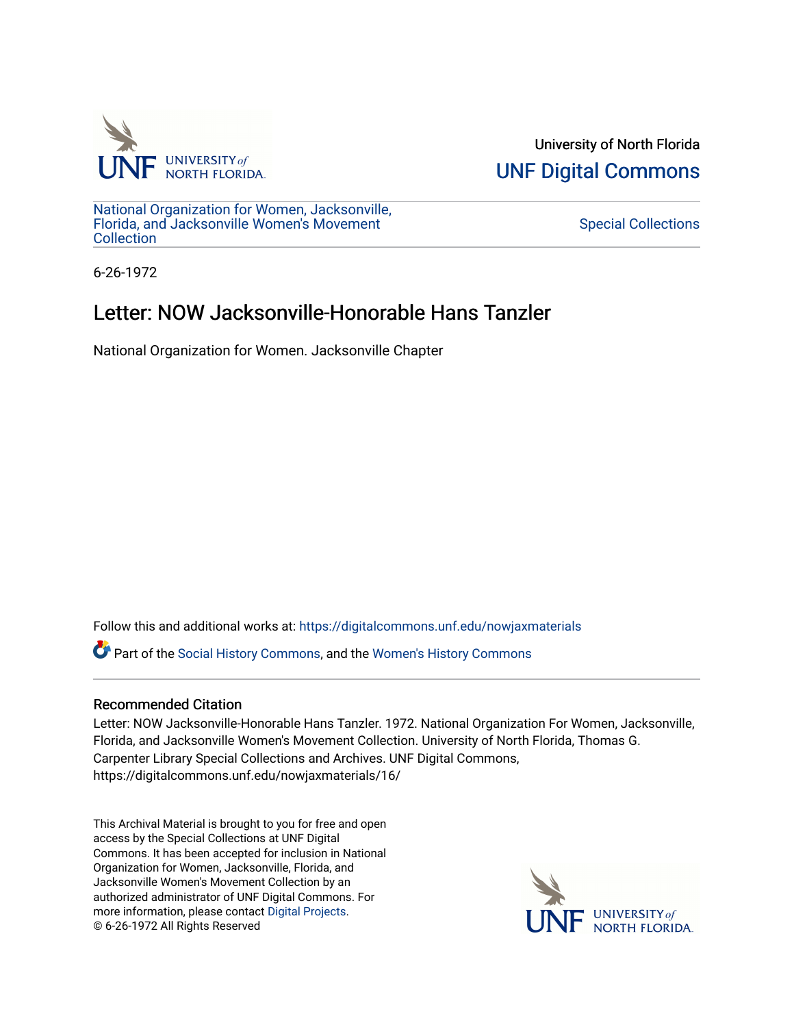University of North Florida

UNF Digital Commons

National Organization for Women, Jacksonville, Florida, and Jacksonville Women's Movement Collection

Special Collections

6-26-1972

# Letter: NOW Jacksonville-Honorable Hans Tanzler

National Organization for Women. Jacksonville Chapter

Follow this and additional works at: https://digitalcommons.unf.edu/nowjaxmaterials

Part of the Social History Commons, and the Women's History Commons

## Recommended Citation

Letter: NOW Jacksonville-Honorable Hans Tanzler. 1972. National Organization For Women, Jacksonville, Florida, and Jacksonville Women's Movement Collection. University of North Florida, Thomas G. Carpenter Library Special Collections and Archives. UNF Digital Commons, https://digitalcommons.unf.edu/nowjaxmaterials/16/

This Archival Material is brought to you for free and open access by the Special Collections at UNF Digital Commons. It has been accepted for inclusion in National Organization for Women, Jacksonville, Florida, and Jacksonville Women's Movement Collection by an authorized administrator of UNF Digital Commons. For more information, please contact Digital Projects.
© 6-26-1972 All Rights Reserved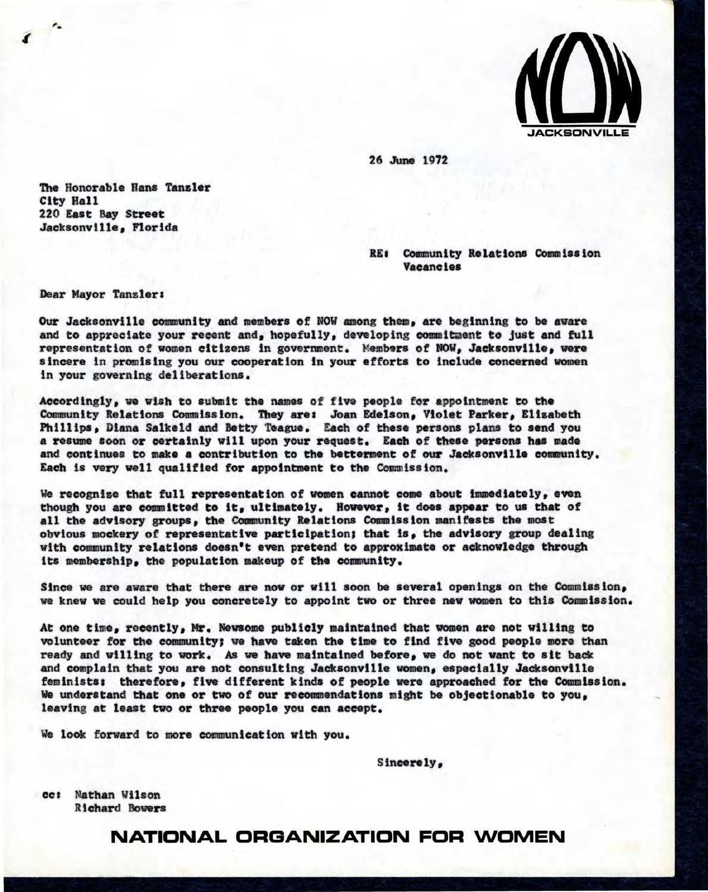NOW JACKSONVILLE

26 June 1972

The Honorable Hans Tanzler
City Hall
220 East Bay Street
Jacksonville, Florida

RE: Community Relations Commission Vacancies

Dear Mayor Tanzler:

Our Jacksonville community and members of NOW among them, are beginning to be aware and to appreciate your recent and, hopefully, developing commitment to just and full representation of women citizens in government. Members of NOW, Jacksonville, were sincere in promising you our cooperation in your efforts to include concerned women in your governing deliberations.

Accordingly, we wish to submit the names of five people for appointment to the Community Relations Commission. They are: Joan Edelson, Violet Parker, Elizabeth Phillips, Diana Salkeld and Betty Teague. Each of these persons plans to send you a resume soon or certainly will upon your request. Each of these persons has made and continues to make a contribution to the betterment of our Jacksonville community. Each is very well qualified for appointment to the Commission.

We recognize that full representation of women cannot come about immediately, even though you are committed to it, ultimately. However, it does appear to us that of all the advisory groups, the Community Relations Commission manifests the most obvious mockery of representative participation; that is, the advisory group dealing with community relations doesn't even pretend to approximate or acknowledge through its membership, the population makeup of the community.

Since we are aware that there are now or will soon be several openings on the Commission, we knew we could help you concretely to appoint two or three new women to this Commission.

At one time, recently, Mr. Newsome publicly maintained that women are not willing to volunteer for the community; we have taken the time to find five good people more than ready and willing to work. As we have maintained before, we do not want to sit back and complain that you are not consulting Jacksonville women, especially Jacksonville feminists: therefore, five different kinds of people were approached for the Commission. We understand that one or two of our recommendations might be objectionable to you, leaving at least two or three people you can accept.

We look forward to more communication with you.

Sincerely,

cc: Nathan Wilson
Richard Bowers

NATIONAL ORGANIZATION FOR WOMEN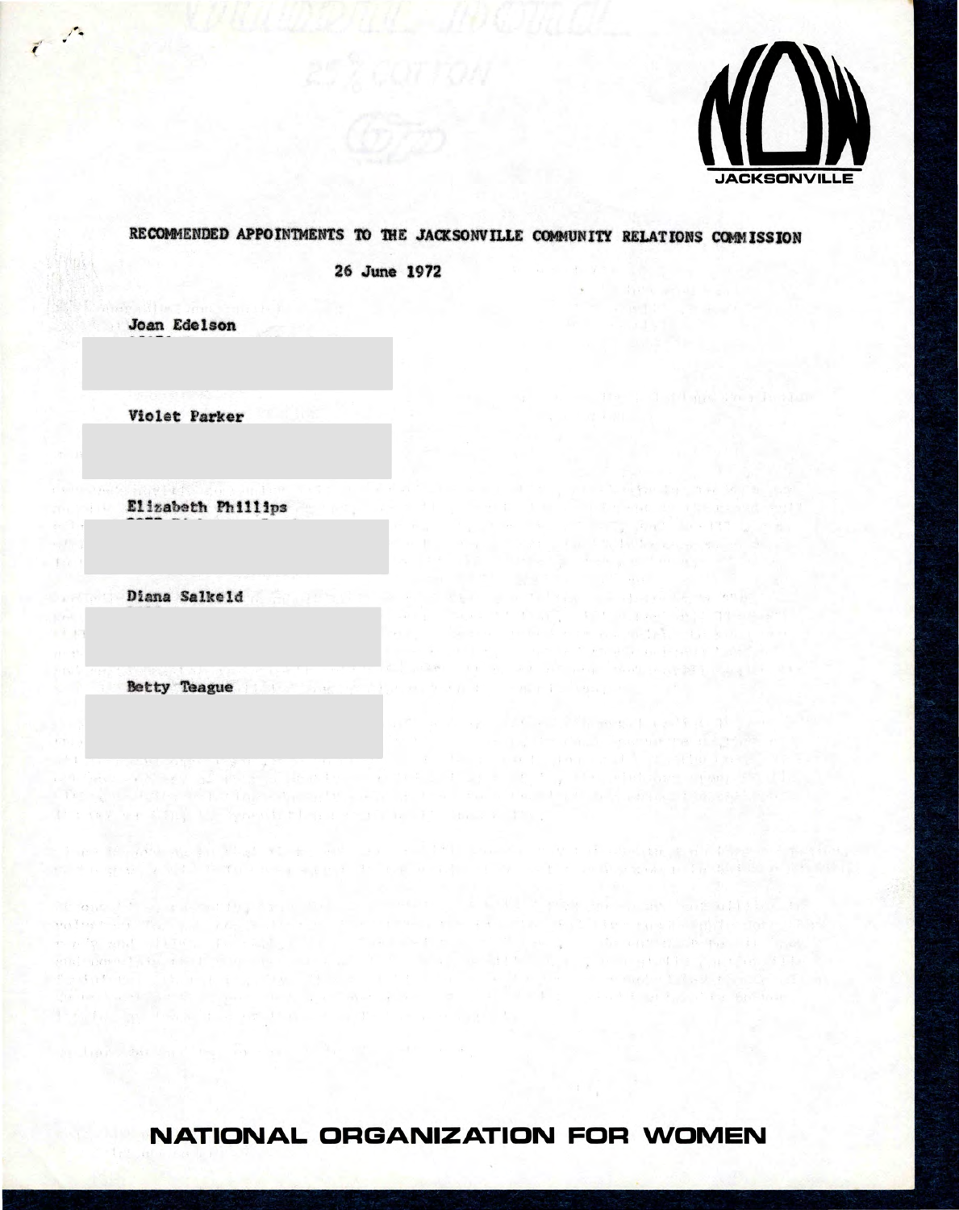RECOMMENDED APPOINTMENTS TO THE JACKSONVILLE COMMUNITY RELATIONS COMMISSION

26 June 1972

Joan Edelson

Violet Parker

Elizabeth Phillips

Diana Salkeld

Betty Teague

**NATIONAL ORGANIZATION FOR WOMEN**